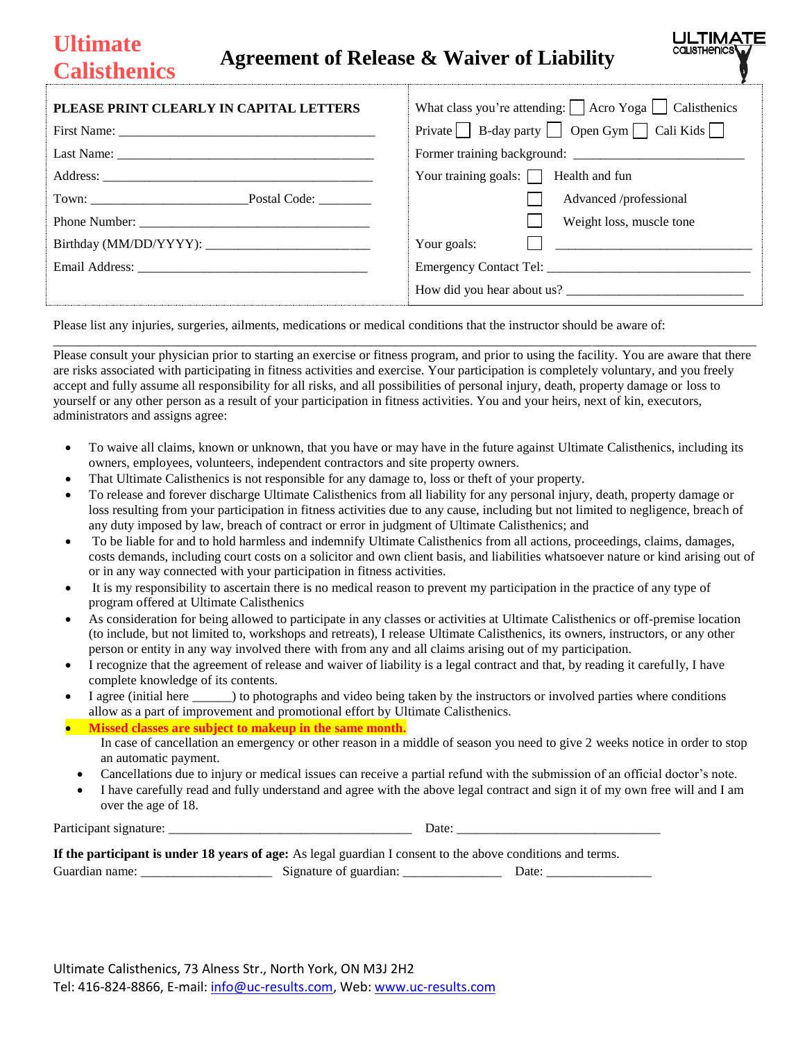# Ultimate Calisthenics

## Agreement of Release & Waiver of Liability

**PLEASE PRINT CLEARLY IN CAPITAL LETTERS**

First Name: ________________________________________

Last Name: ________________________________________

Address: ________________________________________

Town: ______________________Postal Code: ________

Phone Number: ___________________________________

Birthday (MM/DD/YYYY): _______________________

Email Address: ________________________________

What class you're attending: ☐ Acro Yoga ☐ Calisthenics

Private ☐ B-day party ☐ Open Gym ☐ Cali Kids ☐

Former training background: ________________________

Your training goals: ☐ Health and fun

☐ Advanced /professional

☐ Weight loss, muscle tone

Your goals: ☐ ____________________________

Emergency Contact Tel: ______________________________

How did you hear about us? __________________________

Please list any injuries, surgeries, ailments, medications or medical conditions that the instructor should be aware of:

_____________________________________________________________________________________________

Please consult your physician prior to starting an exercise or fitness program, and prior to using the facility. You are aware that there are risks associated with participating in fitness activities and exercise. Your participation is completely voluntary, and you freely accept and fully assume all responsibility for all risks, and all possibilities of personal injury, death, property damage or loss to yourself or any other person as a result of your participation in fitness activities. You and your heirs, next of kin, executors, administrators and assigns agree:

- To waive all claims, known or unknown, that you have or may have in the future against Ultimate Calisthenics, including its owners, employees, volunteers, independent contractors and site property owners.
- That Ultimate Calisthenics is not responsible for any damage to, loss or theft of your property.
- To release and forever discharge Ultimate Calisthenics from all liability for any personal injury, death, property damage or loss resulting from your participation in fitness activities due to any cause, including but not limited to negligence, breach of any duty imposed by law, breach of contract or error in judgment of Ultimate Calisthenics; and
- To be liable for and to hold harmless and indemnify Ultimate Calisthenics from all actions, proceedings, claims, damages, costs demands, including court costs on a solicitor and own client basis, and liabilities whatsoever nature or kind arising out of or in any way connected with your participation in fitness activities.
- It is my responsibility to ascertain there is no medical reason to prevent my participation in the practice of any type of program offered at Ultimate Calisthenics
- As consideration for being allowed to participate in any classes or activities at Ultimate Calisthenics or off-premise location (to include, but not limited to, workshops and retreats), I release Ultimate Calisthenics, its owners, instructors, or any other person or entity in any way involved there with from any and all claims arising out of my participation.
- I recognize that the agreement of release and waiver of liability is a legal contract and that, by reading it carefully, I have complete knowledge of its contents.
- I agree (initial here ______) to photographs and video being taken by the instructors or involved parties where conditions allow as a part of improvement and promotional effort by Ultimate Calisthenics.
- **Missed classes are subject to makeup in the same month.**

  In case of cancellation an emergency or other reason in a middle of season you need to give 2 weeks notice in order to stop an automatic payment.
- Cancellations due to injury or medical issues can receive a partial refund with the submission of an official doctor's note.
- I have carefully read and fully understand and agree with the above legal contract and sign it of my own free will and I am over the age of 18.

Participant signature: ____________________________________ Date: ______________________________

**If the participant is under 18 years of age:** As legal guardian I consent to the above conditions and terms.

Guardian name: ____________________ Signature of guardian: ______________ Date: ________________

Ultimate Calisthenics, 73 Alness Str., North York, ON M3J 2H2

Tel: 416-824-8866, E-mail: info@uc-results.com, Web: www.uc-results.com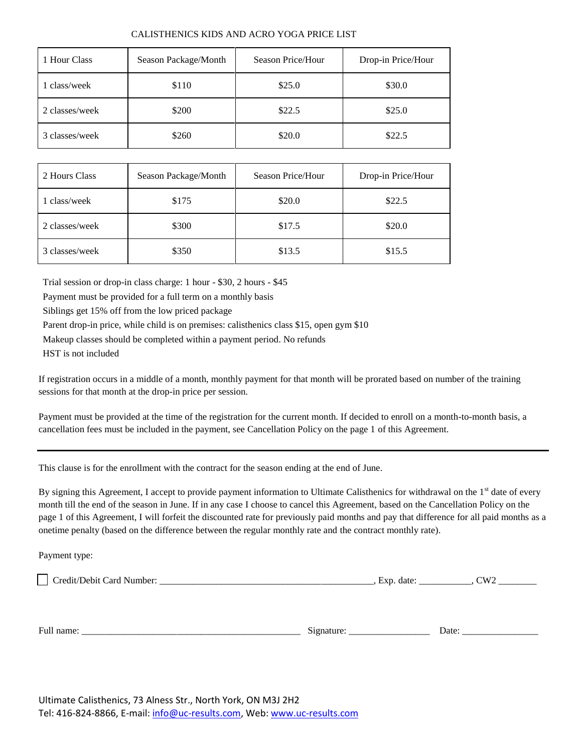CALISTHENICS KIDS AND ACRO YOGA PRICE LIST

| 1 Hour Class | Season Package/Month | Season Price/Hour | Drop-in Price/Hour |
|---|---|---|---|
| 1 class/week | $110 | $25.0 | $30.0 |
| 2 classes/week | $200 | $22.5 | $25.0 |
| 3 classes/week | $260 | $20.0 | $22.5 |

| 2 Hours Class | Season Package/Month | Season Price/Hour | Drop-in Price/Hour |
|---|---|---|---|
| 1 class/week | $175 | $20.0 | $22.5 |
| 2 classes/week | $300 | $17.5 | $20.0 |
| 3 classes/week | $350 | $13.5 | $15.5 |

Trial session or drop-in class charge: 1 hour - $30, 2 hours - $45
Payment must be provided for a full term on a monthly basis
Siblings get 15% off from the low priced package
Parent drop-in price, while child is on premises: calisthenics class $15, open gym $10
Makeup classes should be completed within a payment period. No refunds
HST is not included

If registration occurs in a middle of a month, monthly payment for that month will be prorated based on number of the training sessions for that month at the drop-in price per session.

Payment must be provided at the time of the registration for the current month. If decided to enroll on a month-to-month basis, a cancellation fees must be included in the payment, see Cancellation Policy on the page 1 of this Agreement.

---

This clause is for the enrollment with the contract for the season ending at the end of June.

By signing this Agreement, I accept to provide payment information to Ultimate Calisthenics for withdrawal on the 1st date of every month till the end of the season in June. If in any case I choose to cancel this Agreement, based on the Cancellation Policy on the page 1 of this Agreement, I will forfeit the discounted rate for previously paid months and pay that difference for all paid months as a onetime penalty (based on the difference between the regular monthly rate and the contract monthly rate).

Payment type:

☐ Credit/Debit Card Number: ____________________________________________, Exp. date: ___________, CW2 ________

Full name: _______________________________________________ Signature: _________________ Date: ________________

Ultimate Calisthenics, 73 Alness Str., North York, ON M3J 2H2
Tel: 416-824-8866, E-mail: info@uc-results.com, Web: www.uc-results.com